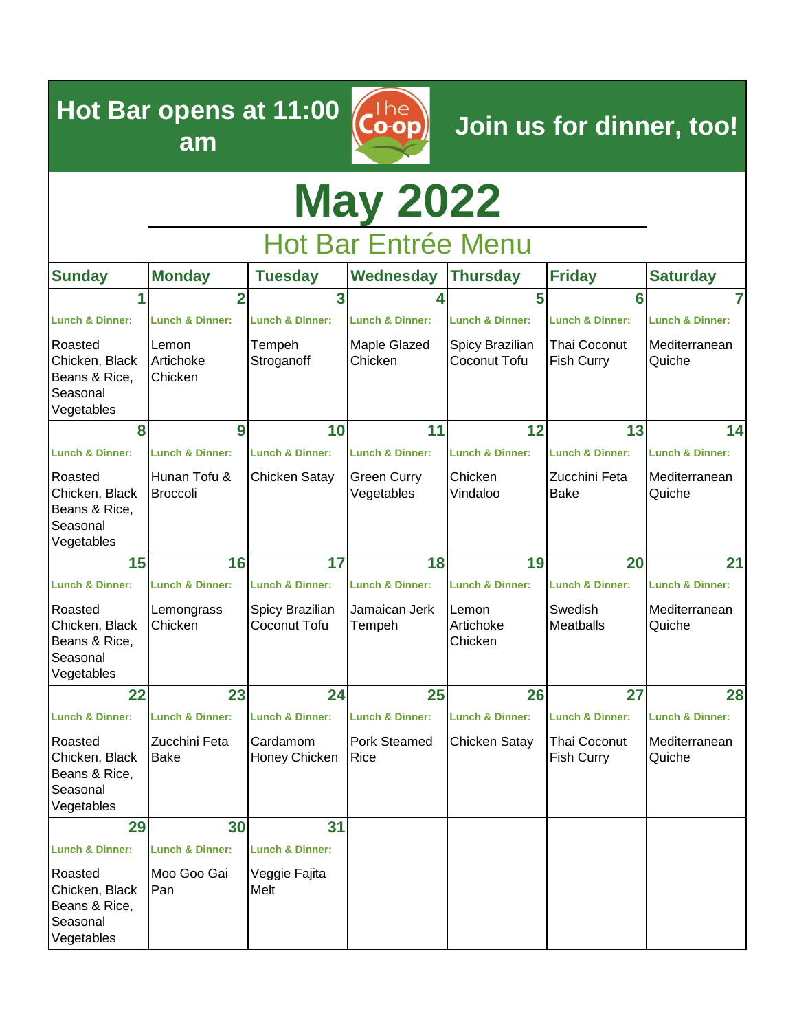**Hot Bar opens at 11:00 am**

**Join us for dinner, too!**

# May 2022

## Hot Bar Entrée Menu

| Sunday | Monday | Tuesday | Wednesday | Thursday | Friday | Saturday |
|---|---|---|---|---|---|---|
| **1** Lunch & Dinner: Roasted Chicken, Black Beans & Rice, Seasonal Vegetables | **2** Lunch & Dinner: Lemon Artichoke Chicken | **3** Lunch & Dinner: Tempeh Stroganoff | **4** Lunch & Dinner: Maple Glazed Chicken | **5** Lunch & Dinner: Spicy Brazilian Coconut Tofu | **6** Lunch & Dinner: Thai Coconut Fish Curry | **7** Lunch & Dinner: Mediterranean Quiche |
| **8** Lunch & Dinner: Roasted Chicken, Black Beans & Rice, Seasonal Vegetables | **9** Lunch & Dinner: Hunan Tofu & Broccoli | **10** Lunch & Dinner: Chicken Satay | **11** Lunch & Dinner: Green Curry Vegetables | **12** Lunch & Dinner: Chicken Vindaloo | **13** Lunch & Dinner: Zucchini Feta Bake | **14** Lunch & Dinner: Mediterranean Quiche |
| **15** Lunch & Dinner: Roasted Chicken, Black Beans & Rice, Seasonal Vegetables | **16** Lunch & Dinner: Lemongrass Chicken | **17** Lunch & Dinner: Spicy Brazilian Coconut Tofu | **18** Lunch & Dinner: Jamaican Jerk Tempeh | **19** Lunch & Dinner: Lemon Artichoke Chicken | **20** Lunch & Dinner: Swedish Meatballs | **21** Lunch & Dinner: Mediterranean Quiche |
| **22** Lunch & Dinner: Roasted Chicken, Black Beans & Rice, Seasonal Vegetables | **23** Lunch & Dinner: Zucchini Feta Bake | **24** Lunch & Dinner: Cardamom Honey Chicken | **25** Lunch & Dinner: Pork Steamed Rice | **26** Lunch & Dinner: Chicken Satay | **27** Lunch & Dinner: Thai Coconut Fish Curry | **28** Lunch & Dinner: Mediterranean Quiche |
| **29** Lunch & Dinner: Roasted Chicken, Black Beans & Rice, Seasonal Vegetables | **30** Lunch & Dinner: Moo Goo Gai Pan | **31** Lunch & Dinner: Veggie Fajita Melt | | | | |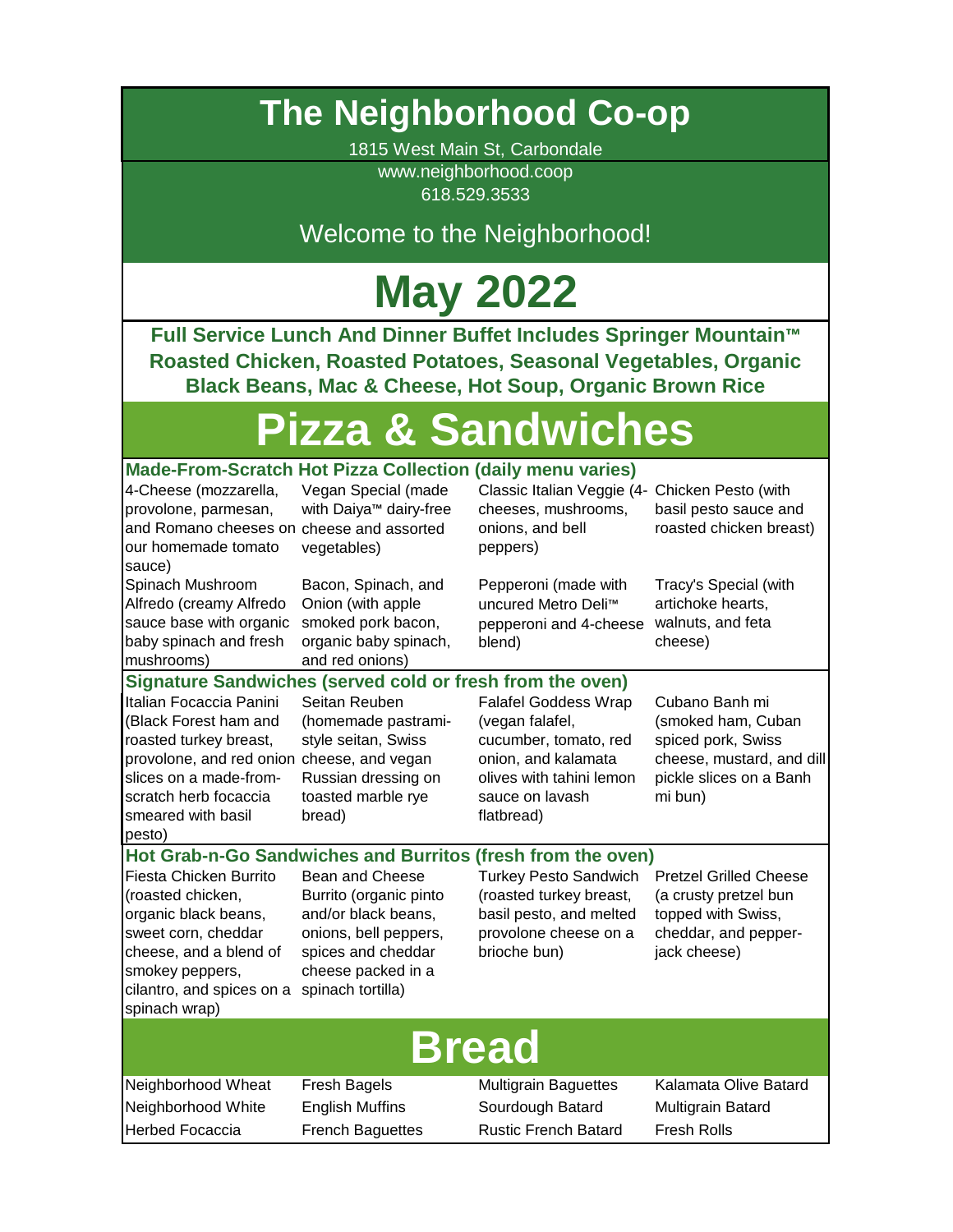# The Neighborhood Co-op

1815 West Main St, Carbondale

www.neighborhood.coop

618.529.3533

Welcome to the Neighborhood!

# May 2022

**Full Service Lunch And Dinner Buffet Includes Springer Mountain™ Roasted Chicken, Roasted Potatoes, Seasonal Vegetables, Organic Black Beans, Mac & Cheese, Hot Soup, Organic Brown Rice**

## Pizza & Sandwiches

### Made-From-Scratch Hot Pizza Collection (daily menu varies)

| | | | |
|---|---|---|---|
| 4-Cheese (mozzarella, provolone, parmesan, and Romano cheeses on our homemade tomato sauce) | Vegan Special (made with Daiya™ dairy-free cheese and assorted vegetables) | Classic Italian Veggie (4-cheeses, mushrooms, onions, and bell peppers) | Chicken Pesto (with basil pesto sauce and roasted chicken breast) |
| Spinach Mushroom Alfredo (creamy Alfredo sauce base with organic baby spinach and fresh mushrooms) | Bacon, Spinach, and Onion (with apple smoked pork bacon, organic baby spinach, and red onions) | Pepperoni (made with uncured Metro Deli™ pepperoni and 4-cheese blend) | Tracy's Special (with artichoke hearts, walnuts, and feta cheese) |

### Signature Sandwiches (served cold or fresh from the oven)

| | | | |
|---|---|---|---|
| Italian Focaccia Panini (Black Forest ham and roasted turkey breast, provolone, and red onion slices on a made-from-scratch herb focaccia smeared with basil pesto) | Seitan Reuben (homemade pastrami-style seitan, Swiss cheese, and vegan Russian dressing on toasted marble rye bread) | Falafel Goddess Wrap (vegan falafel, cucumber, tomato, red onion, and kalamata olives with tahini lemon sauce on lavash flatbread) | Cubano Banh mi (smoked ham, Cuban spiced pork, Swiss cheese, mustard, and dill pickle slices on a Banh mi bun) |

### Hot Grab-n-Go Sandwiches and Burritos (fresh from the oven)

| | | | |
|---|---|---|---|
| Fiesta Chicken Burrito (roasted chicken, organic black beans, sweet corn, cheddar cheese, and a blend of smokey peppers, cilantro, and spices on a spinach wrap) | Bean and Cheese Burrito (organic pinto and/or black beans, onions, bell peppers, spices and cheddar cheese packed in a spinach tortilla) | Turkey Pesto Sandwich (roasted turkey breast, basil pesto, and melted provolone cheese on a brioche bun) | Pretzel Grilled Cheese (a crusty pretzel bun topped with Swiss, cheddar, and pepper-jack cheese) |

## Bread

| | | | |
|---|---|---|---|
| Neighborhood Wheat | Fresh Bagels | Multigrain Baguettes | Kalamata Olive Batard |
| Neighborhood White | English Muffins | Sourdough Batard | Multigrain Batard |
| Herbed Focaccia | French Baguettes | Rustic French Batard | Fresh Rolls |